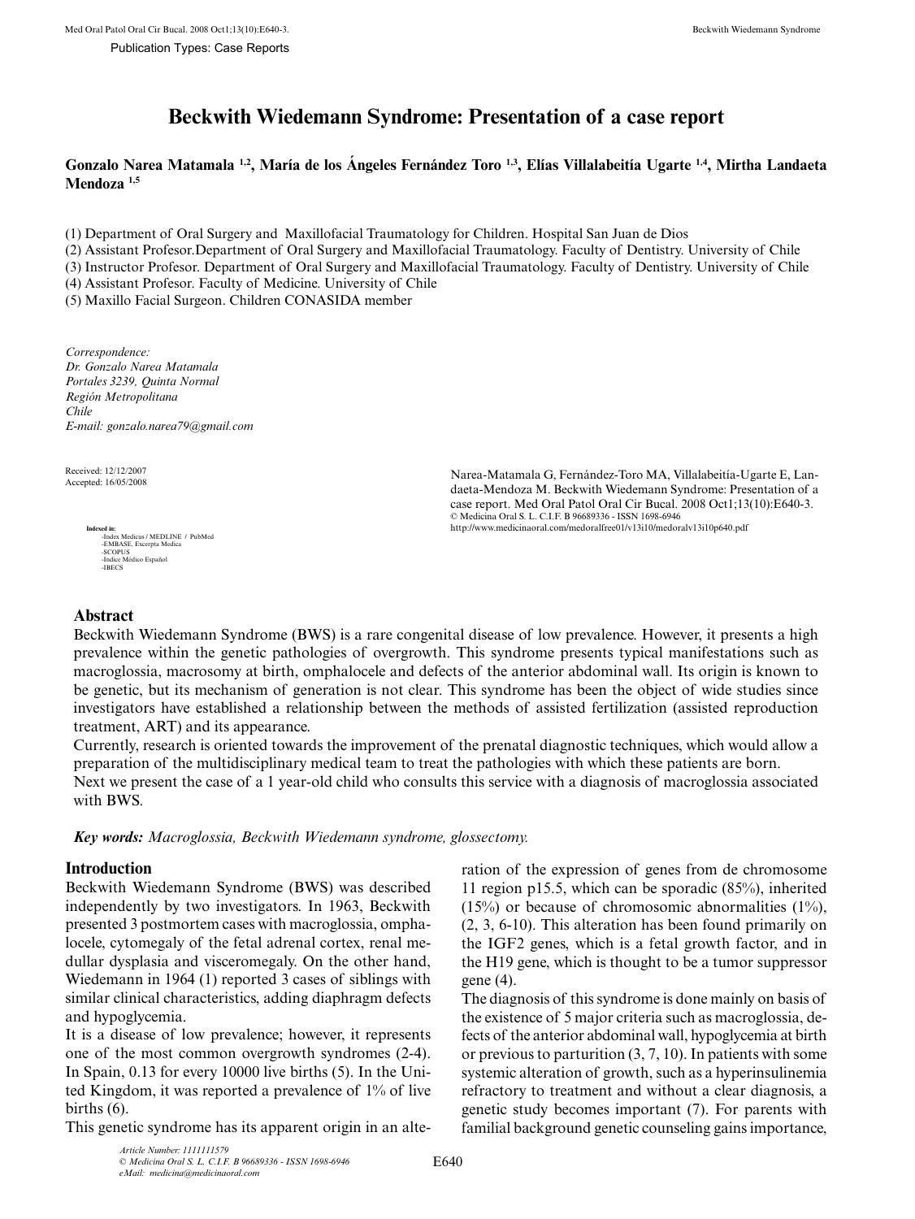Publication Types: Case Reports

# Beckwith Wiedemann Syndrome: Presentation of a case report

**Gonzalo Narea Matamala [1,2], María de los Ángeles Fernández Toro [1,3], Elías Villalabeitía Ugarte [1,4], Mirtha Landaeta Mendoza [1,5]**

(1) Department of Oral Surgery and Maxillofacial Traumatology for Children. Hospital San Juan de Dios
(2) Assistant Profesor.Department of Oral Surgery and Maxillofacial Traumatology. Faculty of Dentistry. University of Chile
(3) Instructor Profesor. Department of Oral Surgery and Maxillofacial Traumatology. Faculty of Dentistry. University of Chile
(4) Assistant Profesor. Faculty of Medicine. University of Chile
(5) Maxillo Facial Surgeon. Children CONASIDA member

*Correspondence:*
*Dr. Gonzalo Narea Matamala*
*Portales 3239, Quinta Normal*
*Región Metropolitana*
*Chile*
*E-mail: gonzalo.narea79@gmail.com*

Received: 12/12/2007
Accepted: 16/05/2008

Narea-Matamala G, Fernández-Toro MA, Villalabeitía-Ugarte E, Landaeta-Mendoza M. Beckwith Wiedemann Syndrome: Presentation of a case report. Med Oral Patol Oral Cir Bucal. 2008 Oct1;13(10):E640-3.
© Medicina Oral S. L. C.I.F. B 96689336 - ISSN 1698-6946
http://www.medicinaoral.com/medoralfree01/v13i10/medoralv13i10p640.pdf

Indexed in:
-Index Medicus / MEDLINE / PubMed
-EMBASE, Excerpta Medica
-SCOPUS
-Indice Médico Español
-IBECS

## Abstract

Beckwith Wiedemann Syndrome (BWS) is a rare congenital disease of low prevalence. However, it presents a high prevalence within the genetic pathologies of overgrowth. This syndrome presents typical manifestations such as macroglossia, macrosomy at birth, omphalocele and defects of the anterior abdominal wall. Its origin is known to be genetic, but its mechanism of generation is not clear. This syndrome has been the object of wide studies since investigators have established a relationship between the methods of assisted fertilization (assisted reproduction treatment, ART) and its appearance.

Currently, research is oriented towards the improvement of the prenatal diagnostic techniques, which would allow a preparation of the multidisciplinary medical team to treat the pathologies with which these patients are born.

Next we present the case of a 1 year-old child who consults this service with a diagnosis of macroglossia associated with BWS.

***Key words:*** *Macroglossia, Beckwith Wiedemann syndrome, glossectomy.*

## Introduction

Beckwith Wiedemann Syndrome (BWS) was described independently by two investigators. In 1963, Beckwith presented 3 postmortem cases with macroglossia, omphalocele, cytomegaly of the fetal adrenal cortex, renal medullar dysplasia and visceromegaly. On the other hand, Wiedemann in 1964 (1) reported 3 cases of siblings with similar clinical characteristics, adding diaphragm defects and hypoglycemia.

It is a disease of low prevalence; however, it represents one of the most common overgrowth syndromes (2-4). In Spain, 0.13 for every 10000 live births (5). In the United Kingdom, it was reported a prevalence of 1% of live births (6).

This genetic syndrome has its apparent origin in an alteration of the expression of genes from de chromosome 11 region p15.5, which can be sporadic (85%), inherited (15%) or because of chromosomic abnormalities (1%), (2, 3, 6-10). This alteration has been found primarily on the IGF2 genes, which is a fetal growth factor, and in the H19 gene, which is thought to be a tumor suppressor gene (4).

The diagnosis of this syndrome is done mainly on basis of the existence of 5 major criteria such as macroglossia, defects of the anterior abdominal wall, hypoglycemia at birth or previous to parturition (3, 7, 10). In patients with some systemic alteration of growth, such as a hyperinsulinemia refractory to treatment and without a clear diagnosis, a genetic study becomes important (7). For parents with familial background genetic counseling gains importance,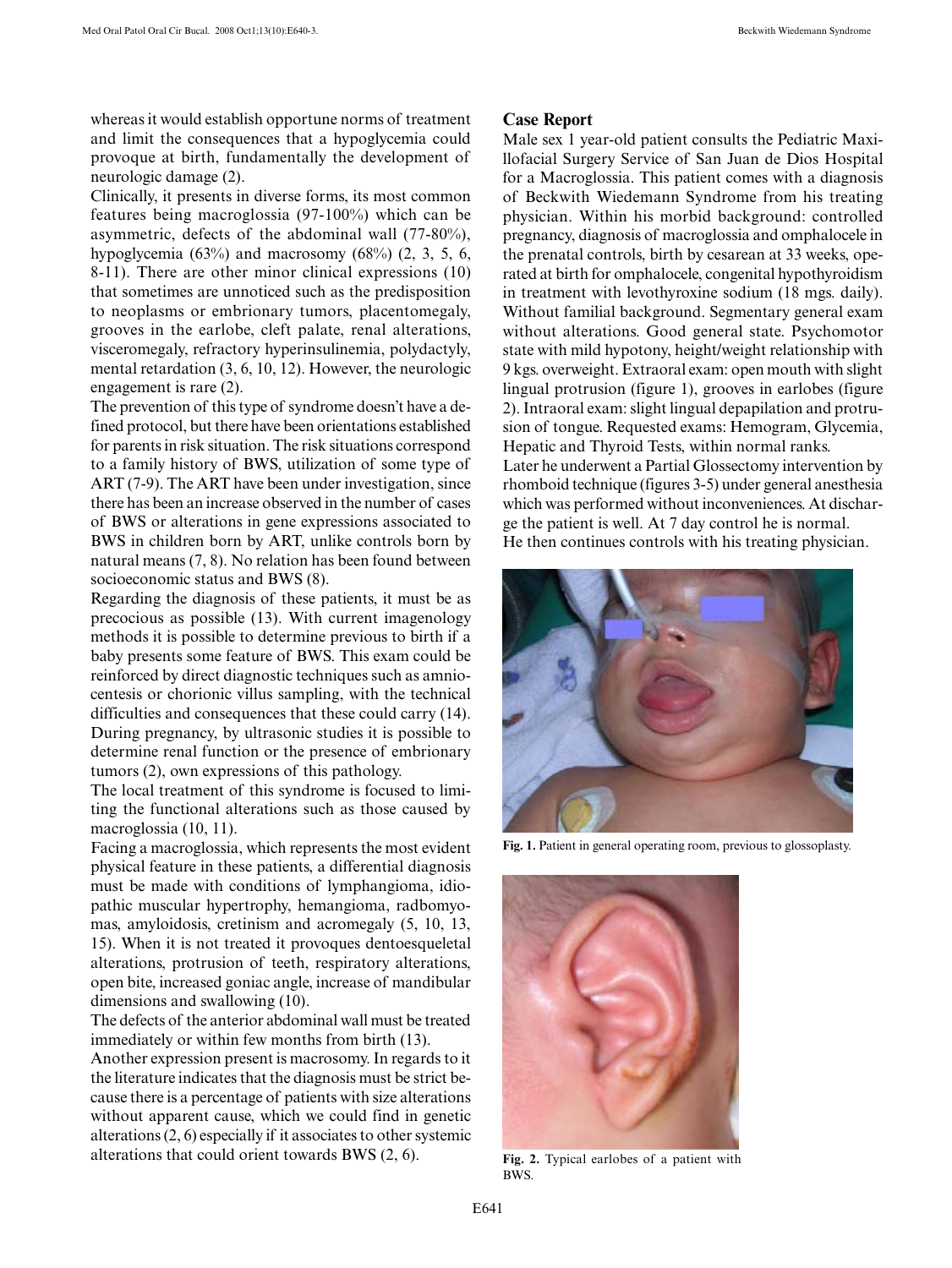whereas it would establish opportune norms of treatment and limit the consequences that a hypoglycemia could provoque at birth, fundamentally the development of neurologic damage (2).

Clinically, it presents in diverse forms, its most common features being macroglossia (97-100%) which can be asymmetric, defects of the abdominal wall (77-80%), hypoglycemia (63%) and macrosomy (68%) (2, 3, 5, 6, 8-11). There are other minor clinical expressions (10) that sometimes are unnoticed such as the predisposition to neoplasms or embrionary tumors, placentomegaly, grooves in the earlobe, cleft palate, renal alterations, visceromegaly, refractory hyperinsulinemia, polydactyly, mental retardation (3, 6, 10, 12). However, the neurologic engagement is rare (2).

The prevention of this type of syndrome doesn't have a defined protocol, but there have been orientations established for parents in risk situation. The risk situations correspond to a family history of BWS, utilization of some type of ART (7-9). The ART have been under investigation, since there has been an increase observed in the number of cases of BWS or alterations in gene expressions associated to BWS in children born by ART, unlike controls born by natural means (7, 8). No relation has been found between socioeconomic status and BWS (8).

Regarding the diagnosis of these patients, it must be as precocious as possible (13). With current imagenology methods it is possible to determine previous to birth if a baby presents some feature of BWS. This exam could be reinforced by direct diagnostic techniques such as amniocentesis or chorionic villus sampling, with the technical difficulties and consequences that these could carry (14). During pregnancy, by ultrasonic studies it is possible to determine renal function or the presence of embrionary tumors (2), own expressions of this pathology.

The local treatment of this syndrome is focused to limiting the functional alterations such as those caused by macroglossia (10, 11).

Facing a macroglossia, which represents the most evident physical feature in these patients, a differential diagnosis must be made with conditions of lymphangioma, idiopathic muscular hypertrophy, hemangioma, radbomyomas, amyloidosis, cretinism and acromegaly (5, 10, 13, 15). When it is not treated it provoques dentoesqueletal alterations, protrusion of teeth, respiratory alterations, open bite, increased goniac angle, increase of mandibular dimensions and swallowing (10).

The defects of the anterior abdominal wall must be treated immediately or within few months from birth (13).

Another expression present is macrosomy. In regards to it the literature indicates that the diagnosis must be strict because there is a percentage of patients with size alterations without apparent cause, which we could find in genetic alterations (2, 6) especially if it associates to other systemic alterations that could orient towards BWS (2, 6).

## Case Report

Male sex 1 year-old patient consults the Pediatric Maxillofacial Surgery Service of San Juan de Dios Hospital for a Macroglossia. This patient comes with a diagnosis of Beckwith Wiedemann Syndrome from his treating physician. Within his morbid background: controlled pregnancy, diagnosis of macroglossia and omphalocele in the prenatal controls, birth by cesarean at 33 weeks, operated at birth for omphalocele, congenital hypothyroidism in treatment with levothyroxine sodium (18 mgs. daily). Without familial background. Segmentary general exam without alterations. Good general state. Psychomotor state with mild hypotony, height/weight relationship with 9 kgs. overweight. Extraoral exam: open mouth with slight lingual protrusion (figure 1), grooves in earlobes (figure 2). Intraoral exam: slight lingual depapilation and protrusion of tongue. Requested exams: Hemogram, Glycemia, Hepatic and Thyroid Tests, within normal ranks.

Later he underwent a Partial Glossectomy intervention by rhomboid technique (figures 3-5) under general anesthesia which was performed without inconveniences. At discharge the patient is well. At 7 day control he is normal.

He then continues controls with his treating physician.

**Fig. 1.** Patient in general operating room, previous to glossoplasty.

**Fig. 2.** Typical earlobes of a patient with BWS.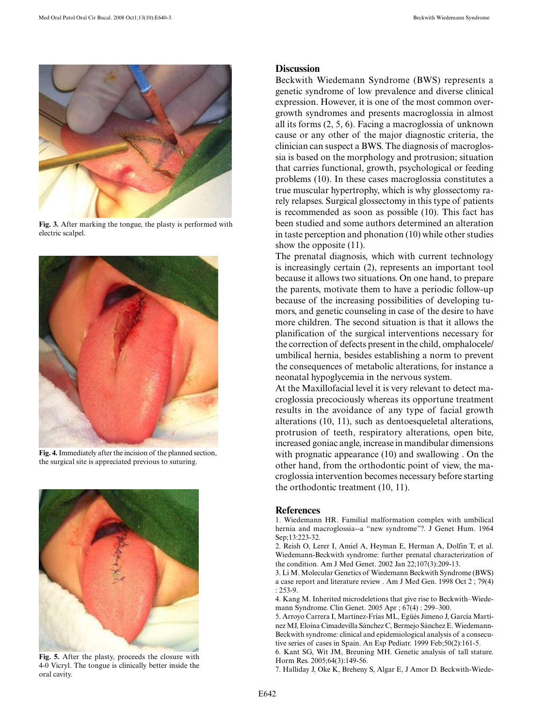Fig. 3. After marking the tongue, the plasty is performed with electric scalpel.

Fig. 4. Immediately after the incision of the planned section, the surgical site is appreciated previous to suturing.

Fig. 5. After the plasty, proceeds the closure with 4-0 Vicryl. The tongue is clinically better inside the oral cavity.

## Discussion

Beckwith Wiedemann Syndrome (BWS) represents a genetic syndrome of low prevalence and diverse clinical expression. However, it is one of the most common overgrowth syndromes and presents macroglossia in almost all its forms (2, 5, 6). Facing a macroglossia of unknown cause or any other of the major diagnostic criteria, the clinician can suspect a BWS. The diagnosis of macroglossia is based on the morphology and protrusion; situation that carries functional, growth, psychological or feeding problems (10). In these cases macroglossia constitutes a true muscular hypertrophy, which is why glossectomy rarely relapses. Surgical glossectomy in this type of patients is recommended as soon as possible (10). This fact has been studied and some authors determined an alteration in taste perception and phonation (10) while other studies show the opposite (11).

The prenatal diagnosis, which with current technology is increasingly certain (2), represents an important tool because it allows two situations. On one hand, to prepare the parents, motivate them to have a periodic follow-up because of the increasing possibilities of developing tumors, and genetic counseling in case of the desire to have more children. The second situation is that it allows the planification of the surgical interventions necessary for the correction of defects present in the child, omphalocele/umbilical hernia, besides establishing a norm to prevent the consequences of metabolic alterations, for instance a neonatal hypoglycemia in the nervous system.

At the Maxillofacial level it is very relevant to detect macroglossia precociously whereas its opportune treatment results in the avoidance of any type of facial growth alterations (10, 11), such as dentoesqueletal alterations, protrusion of teeth, respiratory alterations, open bite, increased goniac angle, increase in mandibular dimensions with prognatic appearance (10) and swallowing . On the other hand, from the orthodontic point of view, the macroglossia intervention becomes necessary before starting the orthodontic treatment (10, 11).

## References

1. Wiedemann HR. Familial malformation complex with umbilical hernia and macroglossia--a "new syndrome"?. J Genet Hum. 1964 Sep;13:223-32.
2. Reish O, Lerer I, Amiel A, Heyman E, Herman A, Dolfin T, et al. Wiedemann-Beckwith syndrome: further prenatal characterization of the condition. Am J Med Genet. 2002 Jan 22;107(3):209-13.
3. Li M. Molecular Genetics of Wiedemann Beckwith Syndrome (BWS) a case report and literature review . Am J Med Gen. 1998 Oct 2 ; 79(4) : 253-9.
4. Kang M. Inherited microdeletions that give rise to Beckwith–Wiedemann Syndrome. Clin Genet. 2005 Apr ; 67(4) : 299–300.
5. Arroyo Carrera I, Martínez-Frías ML, Egüés Jimeno J, García Martínez MJ, Eloína Cimadevilla Sánchez C, Bermejo Sánchez E. Wiedemann-Beckwith syndrome: clinical and epidemiological analysis of a consecutive series of cases in Spain. An Esp Pediatr. 1999 Feb;50(2):161-5.
6. Kant SG, Wit JM, Breuning MH. Genetic analysis of tall stature. Horm Res. 2005;64(3):149-56.
7. Halliday J, Oke K, Breheny S, Algar E, J Amor D. Beckwith-Wiede-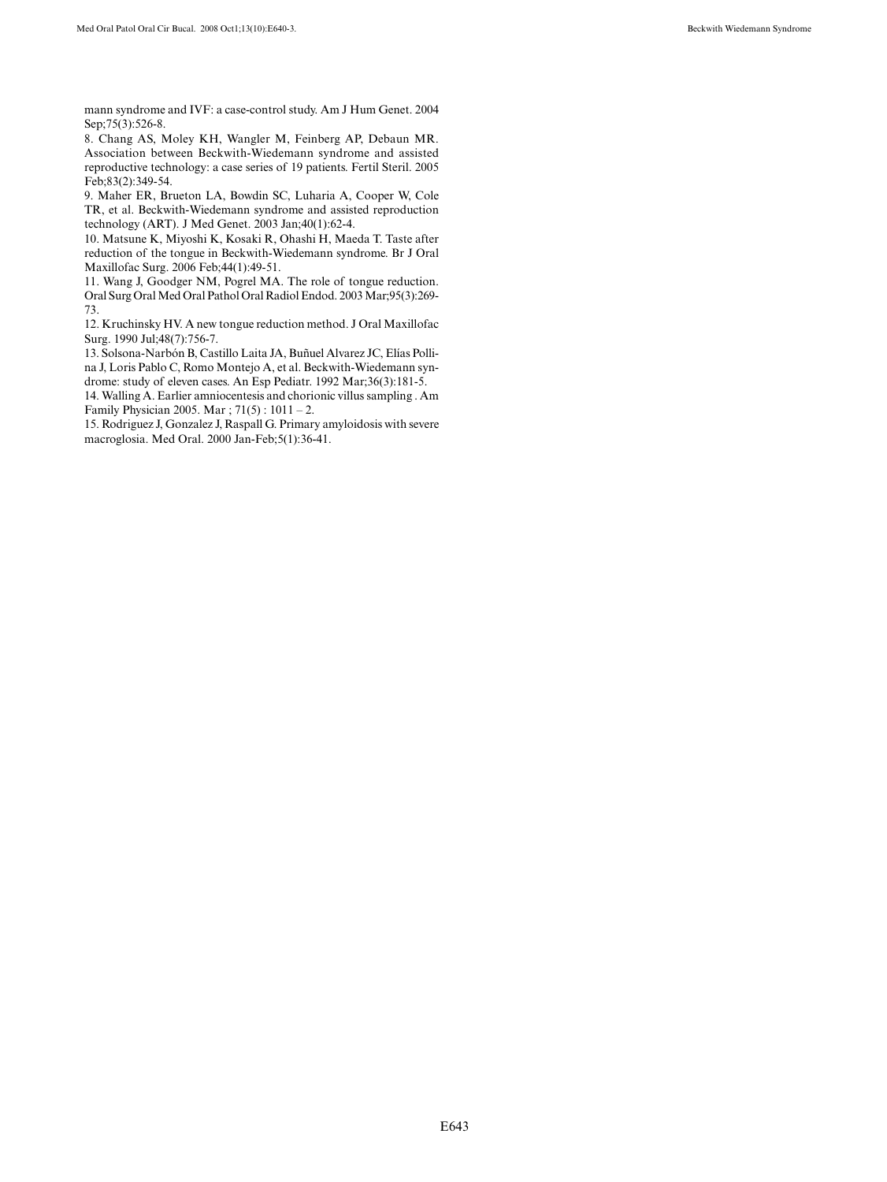mann syndrome and IVF: a case-control study. Am J Hum Genet. 2004 Sep;75(3):526-8.

8. Chang AS, Moley KH, Wangler M, Feinberg AP, Debaun MR. Association between Beckwith-Wiedemann syndrome and assisted reproductive technology: a case series of 19 patients. Fertil Steril. 2005 Feb;83(2):349-54.

9. Maher ER, Brueton LA, Bowdin SC, Luharia A, Cooper W, Cole TR, et al. Beckwith-Wiedemann syndrome and assisted reproduction technology (ART). J Med Genet. 2003 Jan;40(1):62-4.

10. Matsune K, Miyoshi K, Kosaki R, Ohashi H, Maeda T. Taste after reduction of the tongue in Beckwith-Wiedemann syndrome. Br J Oral Maxillofac Surg. 2006 Feb;44(1):49-51.

11. Wang J, Goodger NM, Pogrel MA. The role of tongue reduction. Oral Surg Oral Med Oral Pathol Oral Radiol Endod. 2003 Mar;95(3):269-73.

12. Kruchinsky HV. A new tongue reduction method. J Oral Maxillofac Surg. 1990 Jul;48(7):756-7.

13. Solsona-Narbón B, Castillo Laita JA, Buñuel Alvarez JC, Elías Pollina J, Loris Pablo C, Romo Montejo A, et al. Beckwith-Wiedemann syndrome: study of eleven cases. An Esp Pediatr. 1992 Mar;36(3):181-5.

14. Walling A. Earlier amniocentesis and chorionic villus sampling . Am Family Physician 2005. Mar ; 71(5) : 1011 – 2.

15. Rodriguez J, Gonzalez J, Raspall G. Primary amyloidosis with severe macroglosia. Med Oral. 2000 Jan-Feb;5(1):36-41.